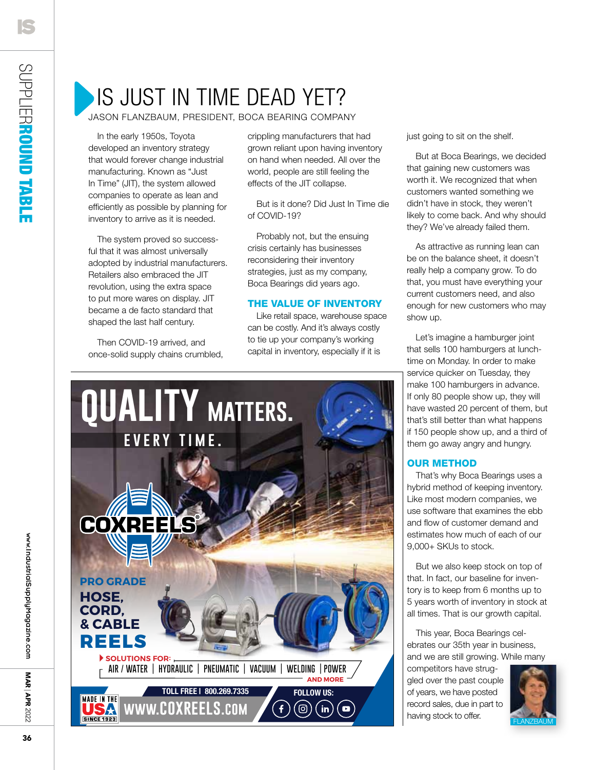# IS JUST IN TIME DEAD YET?

JASON FLANZBAUM, PRESIDENT, BOCA BEARING COMPANY

In the early 1950s, Toyota developed an inventory strategy that would forever change industrial manufacturing. Known as "Just In Time" (JIT), the system allowed companies to operate as lean and efficiently as possible by planning for inventory to arrive as it is needed.

The system proved so successful that it was almost universally adopted by industrial manufacturers. Retailers also embraced the JIT revolution, using the extra space to put more wares on display. JIT became a de facto standard that shaped the last half century.

Then COVID-19 arrived, and once-solid supply chains crumbled, crippling manufacturers that had grown reliant upon having inventory on hand when needed. All over the world, people are still feeling the effects of the JIT collapse.

But is it done? Did Just In Time die of COVID-19?

Probably not, but the ensuing crisis certainly has businesses reconsidering their inventory strategies, just as my company, Boca Bearings did years ago.

## THE VALUE OF INVENTORY

Like retail space, warehouse space can be costly. And it's always costly to tie up your company's working capital in inventory, especially if it is just going to sit on the shelf.

But at Boca Bearings, we decided that gaining new customers was worth it. We recognized that when customers wanted something we didn't have in stock, they weren't likely to come back. And why should they? We've already failed them.

As attractive as running lean can be on the balance sheet, it doesn't really help a company grow. To do that, you must have everything your current customers need, and also enough for new customers who may show up.

Let's imagine a hamburger joint that sells 100 hamburgers at lunchtime on Monday. In order to make service quicker on Tuesday, they make 100 hamburgers in advance. If only 80 people show up, they will have wasted 20 percent of them, but that's still better than what happens if 150 people show up, and a third of them go away angry and hungry.

## OUR METHOD

That's why Boca Bearings uses a hybrid method of keeping inventory. Like most modern companies, we use software that examines the ebb and flow of customer demand and estimates how much of each of our 9,000+ SKUs to stock.

But we also keep stock on top of that. In fact, our baseline for inventory is to keep from 6 months up to 5 years worth of inventory in stock at all times. That is our growth capital.

This year, Boca Bearings celebrates our 35th year in business, and we are still growing. While many competitors have struggled over the past couple of years, we have posted record sales, due in part to having stock to offer.

FLANZBAUM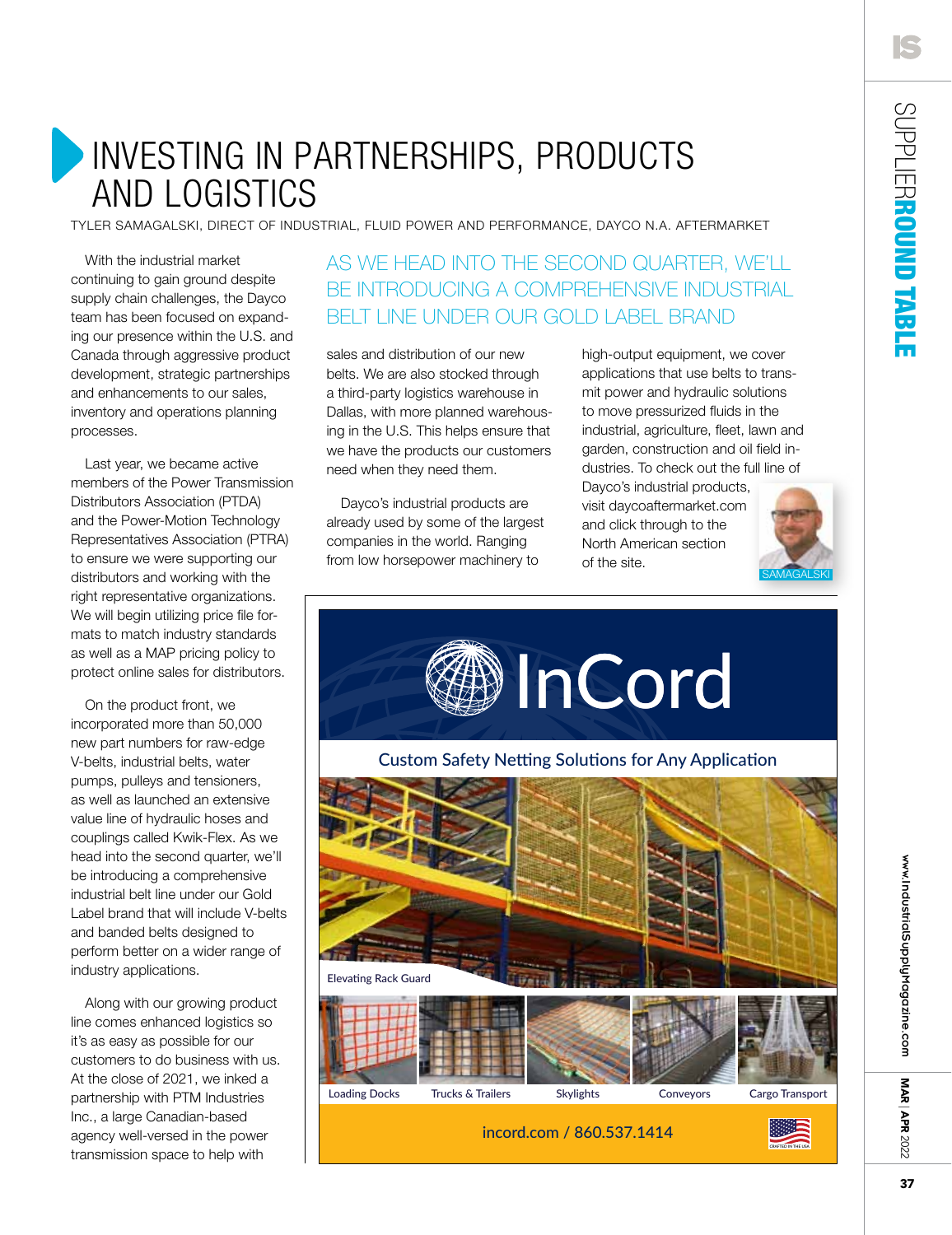# INVESTING IN PARTNERSHIPS, PRODUCTS AND LOGISTICS

TYLER SAMAGALSKI, DIRECT OF INDUSTRIAL, FLUID POWER AND PERFORMANCE, DAYCO N.A. AFTERMARKET

With the industrial market continuing to gain ground despite supply chain challenges, the Dayco team has been focused on expanding our presence within the U.S. and Canada through aggressive product development, strategic partnerships and enhancements to our sales, inventory and operations planning processes.

Last year, we became active members of the Power Transmission Distributors Association (PTDA) and the Power-Motion Technology Representatives Association (PTRA) to ensure we were supporting our distributors and working with the right representative organizations. We will begin utilizing price file formats to match industry standards as well as a MAP pricing policy to protect online sales for distributors.

On the product front, we incorporated more than 50,000 new part numbers for raw-edge V-belts, industrial belts, water pumps, pulleys and tensioners, as well as launched an extensive value line of hydraulic hoses and couplings called Kwik-Flex. As we head into the second quarter, we'll be introducing a comprehensive industrial belt line under our Gold Label brand that will include V-belts and banded belts designed to perform better on a wider range of industry applications.

Along with our growing product line comes enhanced logistics so it's as easy as possible for our customers to do business with us. At the close of 2021, we inked a partnership with PTM Industries Inc., a large Canadian-based agency well-versed in the power transmission space to help with sales and distribution of our new belts. We are also stocked through a third-party logistics warehouse in Dallas, with more planned warehousing in the U.S. This helps ensure that we have the products our customers need when they need them.

## AS WE HEAD INTO THE SECOND QUARTER, WE'LL BE INTRODUCING A COMPREHENSIVE INDUSTRIAL BELT LINE UNDER OUR GOLD LABEL BRAND

Dayco's industrial products are already used by some of the largest companies in the world. Ranging from low horsepower machinery to high-output equipment, we cover applications that use belts to transmit power and hydraulic solutions to move pressurized fluids in the industrial, agriculture, fleet, lawn and garden, construction and oil field industries. To check out the full line of Dayco's industrial products, visit daycoaftermarket.com and click through to the North American section of the site.

SAMAGALSKI

InCord

Custom Safety Netting Solutions for Any Application

Elevating Rack Guard

Loading Docks | Trucks & Trailers | Skylights | Conveyors | Cargo Transport

incord.com / 860.537.1414